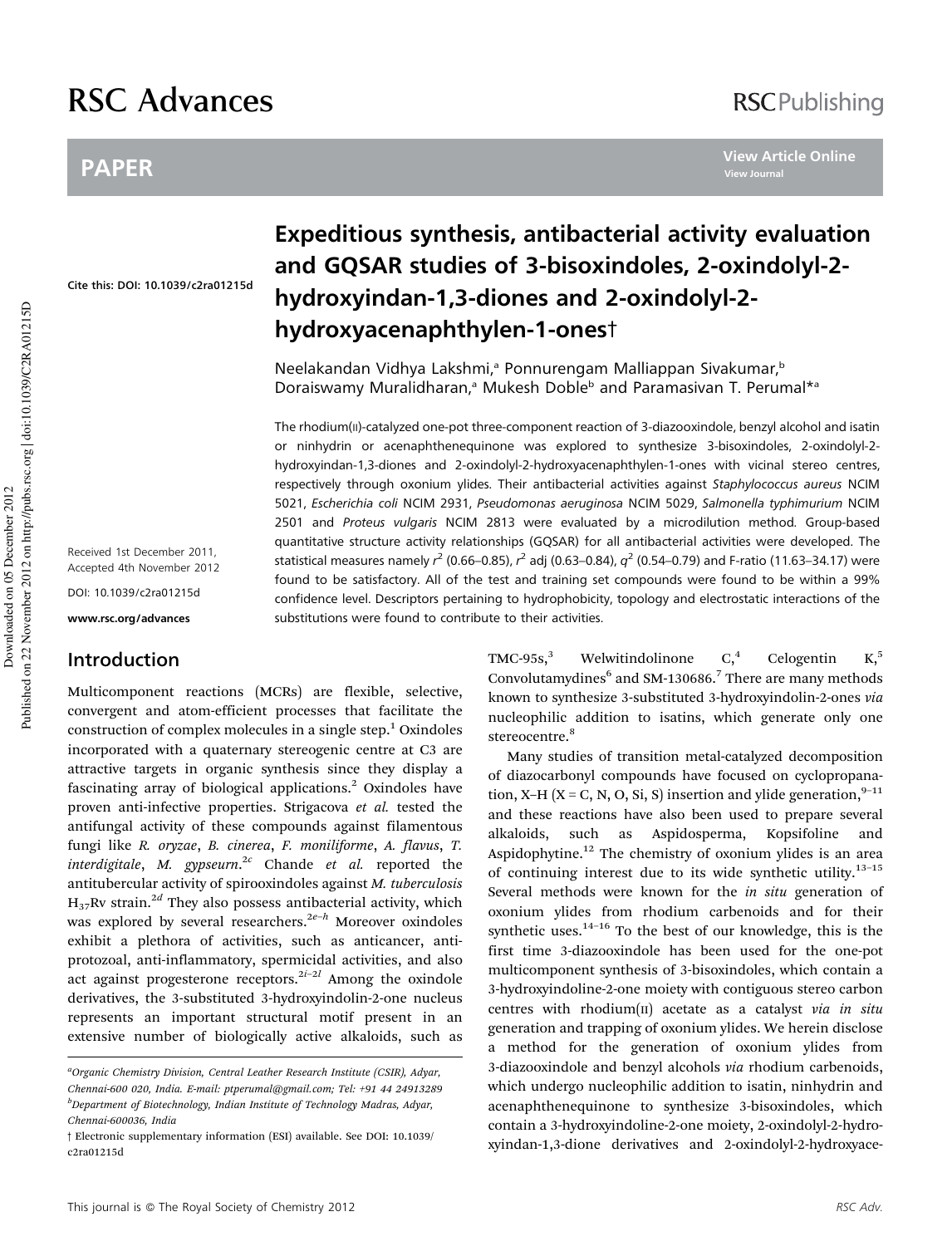# Expeditious synthesis, antibacterial activity evaluation and GQSAR studies of 3-bisoxindoles, 2-oxindolyl-2-hydroxyindan-1,3-diones and 2-oxindolyl-2-hydroxyacenaphthylen-1-ones†

Cite this: DOI: 10.1039/c2ra01215d

Neelakandan Vidhya Lakshmi,[a] Ponnurengam Malliappan Sivakumar,[b] Doraiswamy Muralidharan,[a] Mukesh Doble[b] and Paramasivan T. Perumal*[a]

Received 1st December 2011, Accepted 4th November 2012

DOI: 10.1039/c2ra01215d

www.rsc.org/advances

The rhodium(II)-catalyzed one-pot three-component reaction of 3-diazooxindole, benzyl alcohol and isatin or ninhydrin or acenaphthenequinone was explored to synthesize 3-bisoxindoles, 2-oxindolyl-2-hydroxyindan-1,3-diones and 2-oxindolyl-2-hydroxyacenaphthylen-1-ones with vicinal stereo centres, respectively through oxonium ylides. Their antibacterial activities against *Staphylococcus aureus* NCIM 5021, *Escherichia coli* NCIM 2931, *Pseudomonas aeruginosa* NCIM 5029, *Salmonella typhimurium* NCIM 2501 and *Proteus vulgaris* NCIM 2813 were evaluated by a microdilution method. Group-based quantitative structure activity relationships (GQSAR) for all antibacterial activities were developed. The statistical measures namely $r^2$ (0.66–0.85), $r^2$ adj (0.63–0.84), $q^2$ (0.54–0.79) and F-ratio (11.63–34.17) were found to be satisfactory. All of the test and training set compounds were found to be within a 99% confidence level. Descriptors pertaining to hydrophobicity, topology and electrostatic interactions of the substitutions were found to contribute to their activities.

## Introduction

Multicomponent reactions (MCRs) are flexible, selective, convergent and atom-efficient processes that facilitate the construction of complex molecules in a single step.[1] Oxindoles incorporated with a quaternary stereogenic centre at C3 are attractive targets in organic synthesis since they display a fascinating array of biological applications.[2] Oxindoles have proven anti-infective properties. Strigacova *et al.* tested the antifungal activity of these compounds against filamentous fungi like *R. oryzae*, *B. cinerea*, *F. moniliforme*, *A. flavus*, *T. interdigitale*, *M. gypseurn*.[2c] Chande *et al.* reported the antitubercular activity of spirooxindoles against *M. tuberculosis* $H_{37}Rv$ strain.[2d] They also possess antibacterial activity, which was explored by several researchers.[2e–h] Moreover oxindoles exhibit a plethora of activities, such as anticancer, anti-protozoal, anti-inflammatory, spermicidal activities, and also act against progesterone receptors.[2i–2l] Among the oxindole derivatives, the 3-substituted 3-hydroxyindolin-2-one nucleus represents an important structural motif present in an extensive number of biologically active alkaloids, such as TMC-95s,[3] Welwitindolinone C,[4] Celogentin K,[5] Convolutamydines[6] and SM-130686.[7] There are many methods known to synthesize 3-substituted 3-hydroxyindolin-2-ones *via* nucleophilic addition to isatins, which generate only one stereocentre.[8]

Many studies of transition metal-catalyzed decomposition of diazocarbonyl compounds have focused on cyclopropanation, X–H (X = C, N, O, Si, S) insertion and ylide generation,[9–11] and these reactions have also been used to prepare several alkaloids, such as Aspidosperma, Kopsifoline and Aspidophytine.[12] The chemistry of oxonium ylides is an area of continuing interest due to its wide synthetic utility.[13–15] Several methods were known for the *in situ* generation of oxonium ylides from rhodium carbenoids and for their synthetic uses.[14–16] To the best of our knowledge, this is the first time 3-diazooxindole has been used for the one-pot multicomponent synthesis of 3-bisoxindoles, which contain a 3-hydroxyindoline-2-one moiety with contiguous stereo carbon centres with rhodium(II) acetate as a catalyst *via in situ* generation and trapping of oxonium ylides. We herein disclose a method for the generation of oxonium ylides from 3-diazooxindole and benzyl alcohols *via* rhodium carbenoids, which undergo nucleophilic addition to isatin, ninhydrin and acenaphthenequinone to synthesize 3-bisoxindoles, which contain a 3-hydroxyindoline-2-one moiety, 2-oxindolyl-2-hydroxyindan-1,3-dione derivatives and 2-oxindolyl-2-hydroxyace-

---

[a] Organic Chemistry Division, Central Leather Research Institute (CSIR), Adyar, Chennai-600 020, India. E-mail: ptperumal@gmail.com; Tel: +91 44 24913289

[b] Department of Biotechnology, Indian Institute of Technology Madras, Adyar, Chennai-600036, India

† Electronic supplementary information (ESI) available. See DOI: 10.1039/c2ra01215d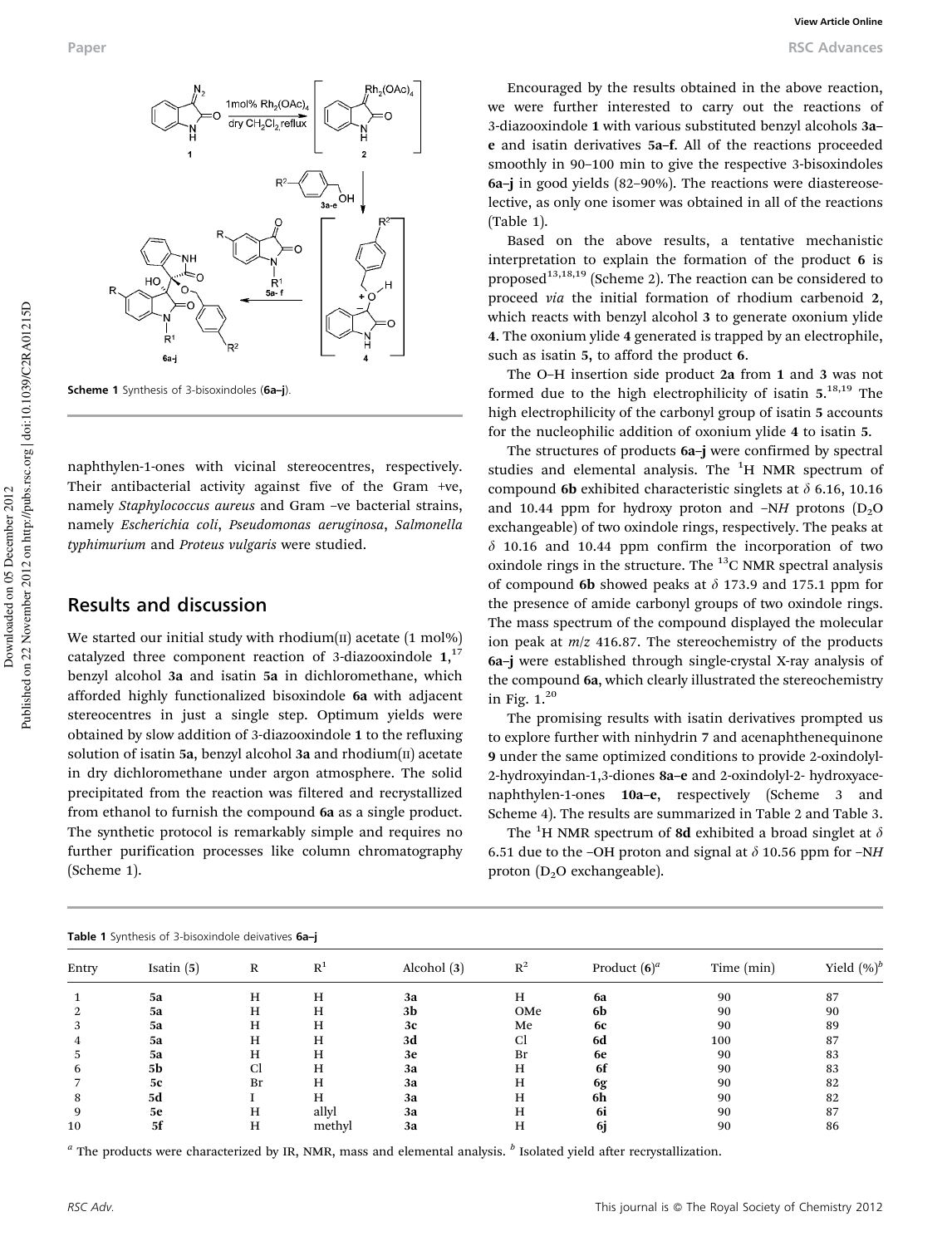Scheme 1 Synthesis of 3-bisoxindoles (**6a–j**).

naphthylen-1-ones with vicinal stereocentres, respectively. Their antibacterial activity against five of the Gram +ve, namely *Staphylococcus aureus* and Gram –ve bacterial strains, namely *Escherichia coli*, *Pseudomonas aeruginosa*, *Salmonella typhimurium* and *Proteus vulgaris* were studied.

## Results and discussion

We started our initial study with rhodium(II) acetate (1 mol%) catalyzed three component reaction of 3-diazooxindole **1**,[17] benzyl alcohol **3a** and isatin **5a** in dichloromethane, which afforded highly functionalized bisoxindole **6a** with adjacent stereocentres in just a single step. Optimum yields were obtained by slow addition of 3-diazooxindole **1** to the refluxing solution of isatin **5a**, benzyl alcohol **3a** and rhodium(II) acetate in dry dichloromethane under argon atmosphere. The solid precipitated from the reaction was filtered and recrystallized from ethanol to furnish the compound **6a** as a single product. The synthetic protocol is remarkably simple and requires no further purification processes like column chromatography (Scheme 1).

Encouraged by the results obtained in the above reaction, we were further interested to carry out the reactions of 3-diazooxindole **1** with various substituted benzyl alcohols **3a–e** and isatin derivatives **5a–f**. All of the reactions proceeded smoothly in 90–100 min to give the respective 3-bisoxindoles **6a–j** in good yields (82–90%). The reactions were diastereoselective, as only one isomer was obtained in all of the reactions (Table 1).

Based on the above results, a tentative mechanistic interpretation to explain the formation of the product **6** is proposed[13,18,19] (Scheme 2). The reaction can be considered to proceed *via* the initial formation of rhodium carbenoid **2**, which reacts with benzyl alcohol **3** to generate oxonium ylide **4**. The oxonium ylide **4** generated is trapped by an electrophile, such as isatin **5**, to afford the product **6**.

The O–H insertion side product **2a** from **1** and **3** was not formed due to the high electrophilicity of isatin **5**.[18,19] The high electrophilicity of the carbonyl group of isatin **5** accounts for the nucleophilic addition of oxonium ylide **4** to isatin **5**.

The structures of products **6a–j** were confirmed by spectral studies and elemental analysis. The $^{1}$H NMR spectrum of compound **6b** exhibited characteristic singlets at $\delta$ 6.16, 10.16 and 10.44 ppm for hydroxy proton and –N*H* protons ($D_2O$ exchangeable) of two oxindole rings, respectively. The peaks at $\delta$ 10.16 and 10.44 ppm confirm the incorporation of two oxindole rings in the structure. The $^{13}$C NMR spectral analysis of compound **6b** showed peaks at $\delta$ 173.9 and 175.1 ppm for the presence of amide carbonyl groups of two oxindole rings. The mass spectrum of the compound displayed the molecular ion peak at *m/z* 416.87. The stereochemistry of the products **6a–j** were established through single-crystal X-ray analysis of the compound **6a**, which clearly illustrated the stereochemistry in Fig. 1.[20]

The promising results with isatin derivatives prompted us to explore further with ninhydrin **7** and acenaphthenequinone **9** under the same optimized conditions to provide 2-oxindolyl-2-hydroxyindan-1,3-diones **8a–e** and 2-oxindolyl-2- hydroxyacenaphthylen-1-ones **10a–e**, respectively (Scheme 3 and Scheme 4). The results are summarized in Table 2 and Table 3.

The $^{1}$H NMR spectrum of **8d** exhibited a broad singlet at $\delta$ 6.51 due to the –OH proton and signal at $\delta$ 10.56 ppm for –N*H* proton ($D_2O$ exchangeable).

Table 1 Synthesis of 3-bisoxindole deivatives **6a–j**

| Entry | Isatin (**5**) | R | R$^1$ | Alcohol (**3**) | R$^2$ | Product (**6**)[a] | Time (min) | Yield (%)[b] |
|---|---|---|---|---|---|---|---|---|
| 1 | **5a** | H | H | **3a** | H | **6a** | 90 | 87 |
| 2 | **5a** | H | H | **3b** | OMe | **6b** | 90 | 90 |
| 3 | **5a** | H | H | **3c** | Me | **6c** | 90 | 89 |
| 4 | **5a** | H | H | **3d** | Cl | **6d** | 100 | 87 |
| 5 | **5a** | H | H | **3e** | Br | **6e** | 90 | 83 |
| 6 | **5b** | Cl | H | **3a** | H | **6f** | 90 | 83 |
| 7 | **5c** | Br | H | **3a** | H | **6g** | 90 | 82 |
| 8 | **5d** | I | H | **3a** | H | **6h** | 90 | 82 |
| 9 | **5e** | H | allyl | **3a** | H | **6i** | 90 | 87 |
| 10 | **5f** | H | methyl | **3a** | H | **6j** | 90 | 86 |

[a] The products were characterized by IR, NMR, mass and elemental analysis. [b] Isolated yield after recrystallization.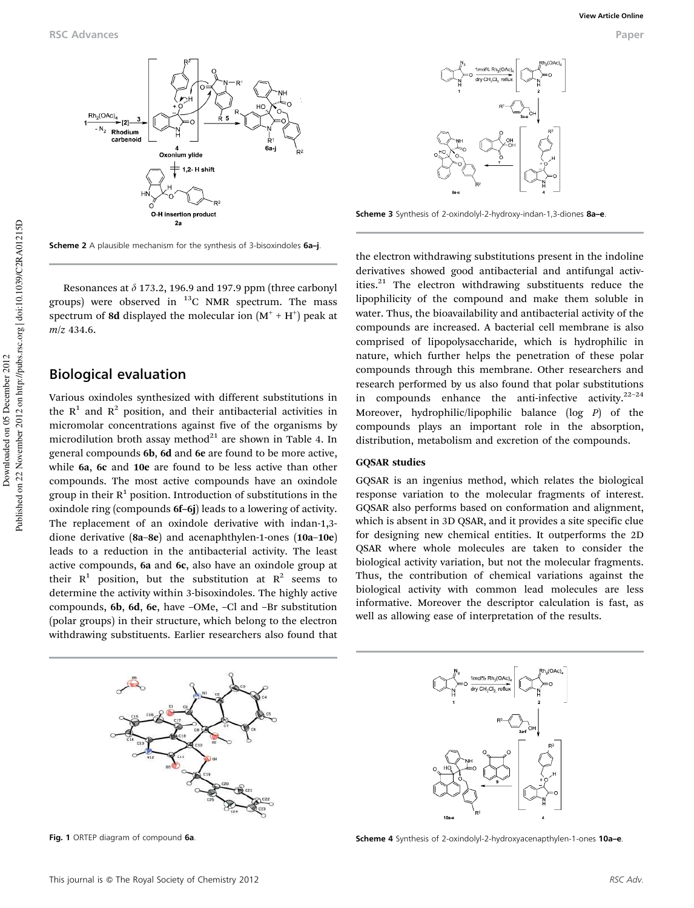Scheme 2 A plausible mechanism for the synthesis of 3-bisoxindoles **6a–j**.

Resonances at $\delta$ 173.2, 196.9 and 197.9 ppm (three carbonyl groups) were observed in $^{13}C$ NMR spectrum. The mass spectrum of **8d** displayed the molecular ion ($M^+ + H^+$) peak at *m*/*z* 434.6.

## Biological evaluation

Various oxindoles synthesized with different substitutions in the $R^1$ and $R^2$ position, and their antibacterial activities in micromolar concentrations against five of the organisms by microdilution broth assay method[21] are shown in Table 4. In general compounds **6b**, **6d** and **6e** are found to be more active, while **6a**, **6c** and **10e** are found to be less active than other compounds. The most active compounds have an oxindole group in their $R^1$ position. Introduction of substitutions in the oxindole ring (compounds **6f–6j**) leads to a lowering of activity. The replacement of an oxindole derivative with indan-1,3-dione derivative (**8a–8e**) and acenaphthylen-1-ones (**10a–10e**) leads to a reduction in the antibacterial activity. The least active compounds, **6a** and **6c**, also have an oxindole group at their $R^1$ position, but the substitution at $R^2$ seems to determine the activity within 3-bisoxindoles. The highly active compounds, **6b**, **6d**, **6e**, have –OMe, –Cl and –Br substitution (polar groups) in their structure, which belong to the electron withdrawing substituents. Earlier researchers also found that the electron withdrawing substitutions present in the indoline derivatives showed good antibacterial and antifungal activities.[21] The electron withdrawing substituents reduce the lipophilicity of the compound and make them soluble in water. Thus, the bioavailability and antibacterial activity of the compounds are increased. A bacterial cell membrane is also comprised of lipopolysaccharide, which is hydrophilic in nature, which further helps the penetration of these polar compounds through this membrane. Other researchers and research performed by us also found that polar substitutions in compounds enhance the anti-infective activity.[22–24] Moreover, hydrophilic/lipophilic balance (log *P*) of the compounds plays an important role in the absorption, distribution, metabolism and excretion of the compounds.

Fig. 1 ORTEP diagram of compound **6a**.

Scheme 3 Synthesis of 2-oxindolyl-2-hydroxy-indan-1,3-diones **8a–e**.

### GQSAR studies

GQSAR is an ingenius method, which relates the biological response variation to the molecular fragments of interest. GQSAR also performs based on conformation and alignment, which is absent in 3D QSAR, and it provides a site specific clue for designing new chemical entities. It outperforms the 2D QSAR where whole molecules are taken to consider the biological activity variation, but not the molecular fragments. Thus, the contribution of chemical variations against the biological activity with common lead molecules are less informative. Moreover the descriptor calculation is fast, as well as allowing ease of interpretation of the results.

Scheme 4 Synthesis of 2-oxindolyl-2-hydroxyacenapthylen-1-ones **10a–e**.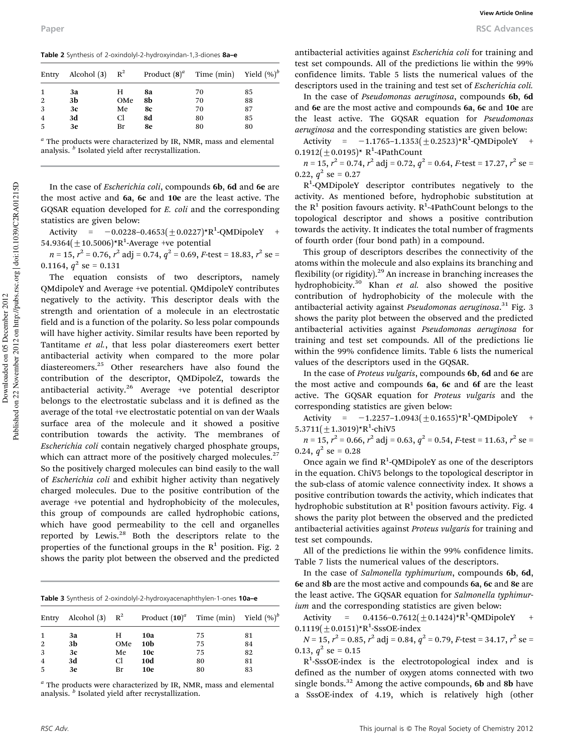**Table 2** Synthesis of 2-oxindolyl-2-hydroxyindan-1,3-diones **8a–e**

| Entry | Alcohol (3) | $R^2$ | Product (8)[a] | Time (min) | Yield (%)[b] |
|---|---|---|---|---|---|
| 1 | **3a** | H | **8a** | 70 | 85 |
| 2 | **3b** | OMe | **8b** | 70 | 88 |
| 3 | **3c** | Me | **8c** | 70 | 87 |
| 4 | **3d** | Cl | **8d** | 80 | 85 |
| 5 | **3e** | Br | **8e** | 80 | 80 |

[a] The products were characterized by IR, NMR, mass and elemental analysis. [b] Isolated yield after recrystallization.

In the case of *Escherichia coli*, compounds **6b**, **6d** and **6e** are the most active and **6a**, **6c** and **10e** are the least active. The GQSAR equation developed for *E. coli* and the corresponding statistics are given below:

Activity = −0.0228–0.4653(±0.0227)*$R^1$-QMDipoleY + 54.9364(±10.5006)*$R^1$-Average +ve potential

$n = 15$, $r^2 = 0.76$, $r^2$ adj = 0.74, $q^2 = 0.69$, $F$-test = 18.83, $r^2$ se = 0.1164, $q^2$ se = 0.131

The equation consists of two descriptors, namely QMdipoleY and Average +ve potential. QMdipoleY contributes negatively to the activity. This descriptor deals with the strength and orientation of a molecule in an electrostatic field and is a function of the polarity. So less polar compounds will have higher activity. Similar results have been reported by Tantitame *et al.*, that less polar diastereomers exert better antibacterial activity when compared to the more polar diastereomers.[25] Other researchers have also found the contribution of the descriptor, QMDipoleZ, towards the antibacterial activity.[26] Average +ve potential descriptor belongs to the electrostatic subclass and it is defined as the average of the total +ve electrostatic potential on van der Waals surface area of the molecule and it showed a positive contribution towards the activity. The membranes of *Escherichia coli* contain negatively charged phosphate groups, which can attract more of the positively charged molecules.[27] So the positively charged molecules can bind easily to the wall of *Escherichia coli* and exhibit higher activity than negatively charged molecules. Due to the positive contribution of the average +ve potential and hydrophobicity of the molecules, this group of compounds are called hydrophobic cations, which have good permeability to the cell and organelles reported by Lewis.[28] Both the descriptors relate to the properties of the functional groups in the $R^1$ position. Fig. 2 shows the parity plot between the observed and the predicted antibacterial activities against *Escherichia coli* for training and test set compounds. All of the predictions lie within the 99% confidence limits. Table 5 lists the numerical values of the descriptors used in the training and test set of *Escherichia coli.*

In the case of *Pseudomonas aeruginosa*, compounds **6b**, **6d** and **6e** are the most active and compounds **6a**, **6c** and **10e** are the least active. The GQSAR equation for *Pseudomonas aeruginosa* and the corresponding statistics are given below:

Activity = −1.1765–1.1353(±0.2523)*$R^1$-QMDipoleY + 0.1912(±0.0195)* $R^1$-4PathCount

$n = 15$, $r^2 = 0.74$, $r^2$ adj = 0.72, $q^2 = 0.64$, $F$-test = 17.27, $r^2$ se = 0.22, $q^2$ se = 0.27

$R^1$-QMDipoleY descriptor contributes negatively to the activity. As mentioned before, hydrophobic substitution at the $R^1$ position favours activity. $R^1$-4PathCount belongs to the topological descriptor and shows a positive contribution towards the activity. It indicates the total number of fragments of fourth order (four bond path) in a compound.

This group of descriptors describes the connectivity of the atoms within the molecule and also explains its branching and flexibility (or rigidity).[29] An increase in branching increases the hydrophobicity.[30] Khan *et al.* also showed the positive contribution of hydrophobicity of the molecule with the antibacterial activity against *Pseudomonas aeruginosa*.[31] Fig. 3 shows the parity plot between the observed and the predicted antibacterial activities against *Pseudomonas aeruginosa* for training and test set compounds. All of the predictions lie within the 99% confidence limits. Table 6 lists the numerical values of the descriptors used in the GQSAR.

In the case of *Proteus vulgaris*, compounds **6b**, **6d** and **6e** are the most active and compounds **6a**, **6c** and **6f** are the least active. The GQSAR equation for *Proteus vulgaris* and the corresponding statistics are given below:

Activity = −1.2257–1.0943(±0.1655)*$R^1$-QMDipoleY + 5.3711(±1.3019)*$R^1$-chiV5

$n = 15$, $r^2 = 0.66$, $r^2$ adj = 0.63, $q^2 = 0.54$, $F$-test = 11.63, $r^2$ se = 0.24, $q^2$ se = 0.28

Once again we find $R^1$-QMDipoleY as one of the descriptors in the equation. ChiV5 belongs to the topological descriptor in the sub-class of atomic valence connectivity index. It shows a positive contribution towards the activity, which indicates that hydrophobic substitution at $R^1$ position favours activity. Fig. 4 shows the parity plot between the observed and the predicted antibacterial activities against *Proteus vulgaris* for training and test set compounds.

All of the predictions lie within the 99% confidence limits. Table 7 lists the numerical values of the descriptors.

In the case of *Salmonella typhimurium*, compounds **6b**, **6d**, **6e** and **8b** are the most active and compounds **6a**, **6c** and **8e** are the least active. The GQSAR equation for *Salmonella typhimurium* and the corresponding statistics are given below:

Activity = 0.4156–0.7612(±0.1424)*$R^1$-QMDipoleY + 0.1119(±0.0151)*$R^1$-SssOE-index

$N = 15$, $r^2 = 0.85$, $r^2$ adj = 0.84, $q^2 = 0.79$, $F$-test = 34.17, $r^2$ se = 0.13, $q^2$ se = 0.15

$R^1$-SssOE-index is the electrotopological index and is defined as the number of oxygen atoms connected with two single bonds.[32] Among the active compounds, **6b** and **8b** have a SssOE-index of 4.19, which is relatively high (other

**Table 3** Synthesis of 2-oxindolyl-2-hydroxyacenaphthylen-1-ones **10a–e**

| Entry | Alcohol (3) | $R^2$ | Product (10)[a] | Time (min) | Yield (%)[b] |
|---|---|---|---|---|---|
| 1 | **3a** | H | **10a** | 75 | 81 |
| 2 | **3b** | OMe | **10b** | 75 | 84 |
| 3 | **3c** | Me | **10c** | 75 | 82 |
| 4 | **3d** | Cl | **10d** | 80 | 81 |
| 5 | **3e** | Br | **10e** | 80 | 83 |

[a] The products were characterized by IR, NMR, mass and elemental analysis. [b] Isolated yield after recrystallization.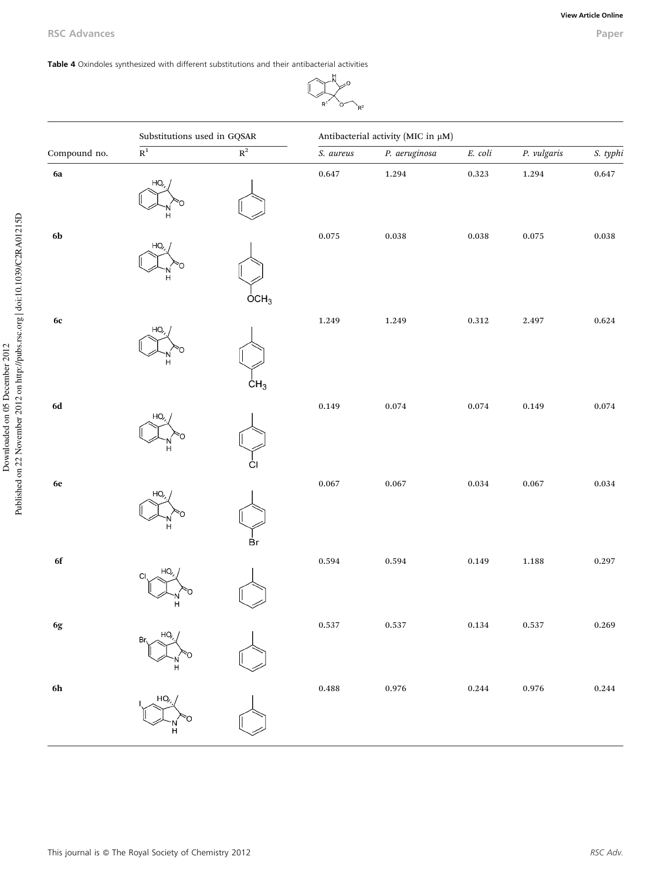**Table 4** Oxindoles synthesized with different substitutions and their antibacterial activities

| Compound no. | Substitutions used in GQSAR | | Antibacterial activity (MIC in μM) | | | | |
|---|---|---|---|---|---|---|---|
| | $R^1$ | $R^2$ | *S. aureus* | *P. aeruginosa* | *E. coli* | *P. vulgaris* | *S. typhi* |
| **6a** | 3-hydroxy-3-methyloxindole | phenyl | 0.647 | 1.294 | 0.323 | 1.294 | 0.647 |
| **6b** | 3-hydroxy-3-methyloxindole | 4-$OCH_3$-phenyl | 0.075 | 0.038 | 0.038 | 0.075 | 0.038 |
| **6c** | 3-hydroxy-3-methyloxindole | 4-$CH_3$-phenyl | 1.249 | 1.249 | 0.312 | 2.497 | 0.624 |
| **6d** | 3-hydroxy-3-methyloxindole | 4-Cl-phenyl | 0.149 | 0.074 | 0.074 | 0.149 | 0.074 |
| **6e** | 3-hydroxy-3-methyloxindole | 4-Br-phenyl | 0.067 | 0.067 | 0.034 | 0.067 | 0.034 |
| **6f** | 5-Cl-3-hydroxy-3-methyloxindole | phenyl | 0.594 | 0.594 | 0.149 | 1.188 | 0.297 |
| **6g** | 5-Br-3-hydroxy-3-methyloxindole | phenyl | 0.537 | 0.537 | 0.134 | 0.537 | 0.269 |
| **6h** | 5-I-3-hydroxy-3-methyloxindole | phenyl | 0.488 | 0.976 | 0.244 | 0.976 | 0.244 |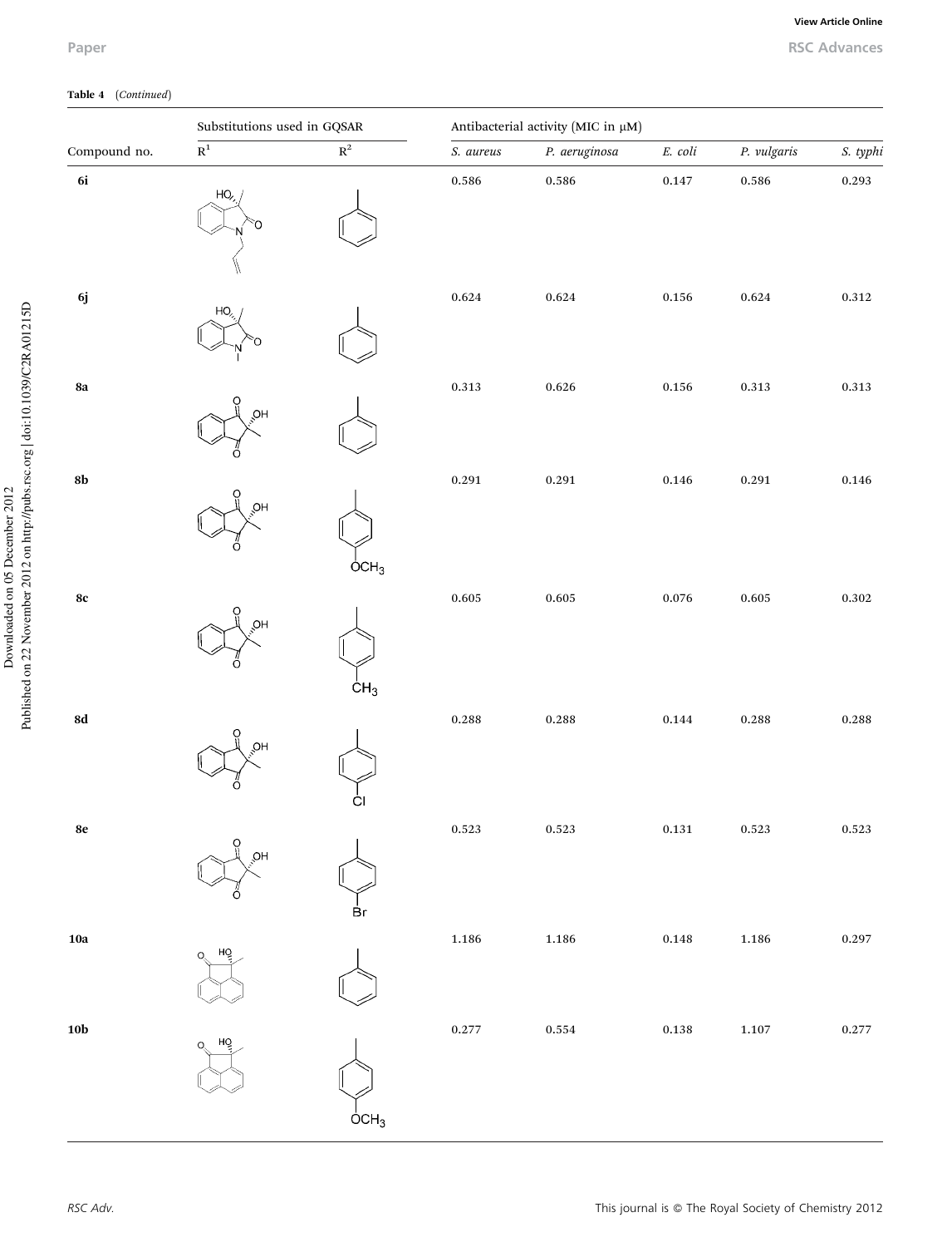**Table 4** (*Continued*)

| | Substitutions used in GQSAR | | Antibacterial activity (MIC in μM) | | | | |
|---|---|---|---|---|---|---|---|
| Compound no. | $R^1$ | $R^2$ | *S. aureus* | *P. aeruginosa* | *E. coli* | *P. vulgaris* | *S. typhi* |
| **6i** | | | 0.586 | 0.586 | 0.147 | 0.586 | 0.293 |
| **6j** | | | 0.624 | 0.624 | 0.156 | 0.624 | 0.312 |
| **8a** | | | 0.313 | 0.626 | 0.156 | 0.313 | 0.313 |
| **8b** | | $OCH_3$ | 0.291 | 0.291 | 0.146 | 0.291 | 0.146 |
| **8c** | | $CH_3$ | 0.605 | 0.605 | 0.076 | 0.605 | 0.302 |
| **8d** | | Cl | 0.288 | 0.288 | 0.144 | 0.288 | 0.288 |
| **8e** | | Br | 0.523 | 0.523 | 0.131 | 0.523 | 0.523 |
| **10a** | | | 1.186 | 1.186 | 0.148 | 1.186 | 0.297 |
| **10b** | | $OCH_3$ | 0.277 | 0.554 | 0.138 | 1.107 | 0.277 |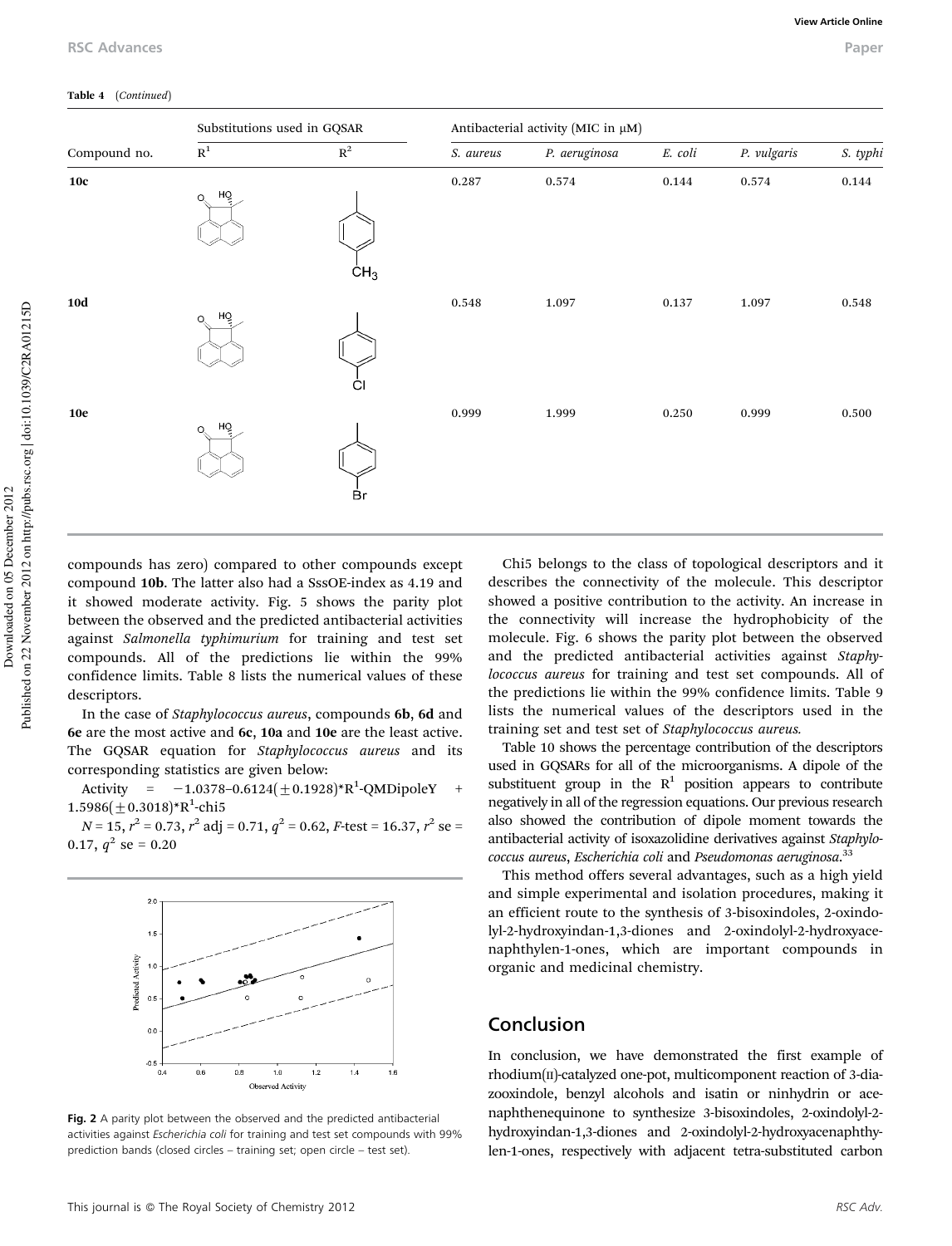**Table 4** (*Continued*)

| Compound no. | Substitutions used in GQSAR | | Antibacterial activity (MIC in μM) | | | | |
|---|---|---|---|---|---|---|---|
| | $R^1$ | $R^2$ | *S. aureus* | *P. aeruginosa* | *E. coli* | *P. vulgaris* | *S. typhi* |
| **10c** | | | 0.287 | 0.574 | 0.144 | 0.574 | 0.144 |
| **10d** | | | 0.548 | 1.097 | 0.137 | 1.097 | 0.548 |
| **10e** | | | 0.999 | 1.999 | 0.250 | 0.999 | 0.500 |

compounds has zero) compared to other compounds except compound **10b**. The latter also had a SssOE-index as 4.19 and it showed moderate activity. Fig. 5 shows the parity plot between the observed and the predicted antibacterial activities against *Salmonella typhimurium* for training and test set compounds. All of the predictions lie within the 99% confidence limits. Table 8 lists the numerical values of these descriptors.

In the case of *Staphylococcus aureus*, compounds **6b**, **6d** and **6e** are the most active and **6c**, **10a** and **10e** are the least active. The GQSAR equation for *Staphylococcus aureus* and its corresponding statistics are given below:

$$\text{Activity} = -1.0378 - 0.6124(\pm 0.1928)*\text{R}^1\text{-QMDipoleY} + 1.5986(\pm 0.3018)*\text{R}^1\text{-chi5}$$

$N = 15$, $r^2 = 0.73$, $r^2$ adj = 0.71, $q^2 = 0.62$, $F$-test = 16.37, $r^2$ se = 0.17, $q^2$ se = 0.20

**Fig. 2** A parity plot between the observed and the predicted antibacterial activities against *Escherichia coli* for training and test set compounds with 99% prediction bands (closed circles – training set; open circle – test set).

Chi5 belongs to the class of topological descriptors and it describes the connectivity of the molecule. This descriptor showed a positive contribution to the activity. An increase in the connectivity will increase the hydrophobicity of the molecule. Fig. 6 shows the parity plot between the observed and the predicted antibacterial activities against *Staphylococcus aureus* for training and test set compounds. All of the predictions lie within the 99% confidence limits. Table 9 lists the numerical values of the descriptors used in the training set and test set of *Staphylococcus aureus.*

Table 10 shows the percentage contribution of the descriptors used in GQSARs for all of the microorganisms. A dipole of the substituent group in the $R^1$ position appears to contribute negatively in all of the regression equations. Our previous research also showed the contribution of dipole moment towards the antibacterial activity of isoxazolidine derivatives against *Staphylococcus aureus*, *Escherichia coli* and *Pseudomonas aeruginosa*.[33]

This method offers several advantages, such as a high yield and simple experimental and isolation procedures, making it an efficient route to the synthesis of 3-bisoxindoles, 2-oxindolyl-2-hydroxyindan-1,3-diones and 2-oxindolyl-2-hydroxyacenaphthylen-1-ones, which are important compounds in organic and medicinal chemistry.

## Conclusion

In conclusion, we have demonstrated the first example of rhodium(II)-catalyzed one-pot, multicomponent reaction of 3-diazooxindole, benzyl alcohols and isatin or ninhydrin or acenaphthenequinone to synthesize 3-bisoxindoles, 2-oxindolyl-2-hydroxyindan-1,3-diones and 2-oxindolyl-2-hydroxyacenaphthylen-1-ones, respectively with adjacent tetra-substituted carbon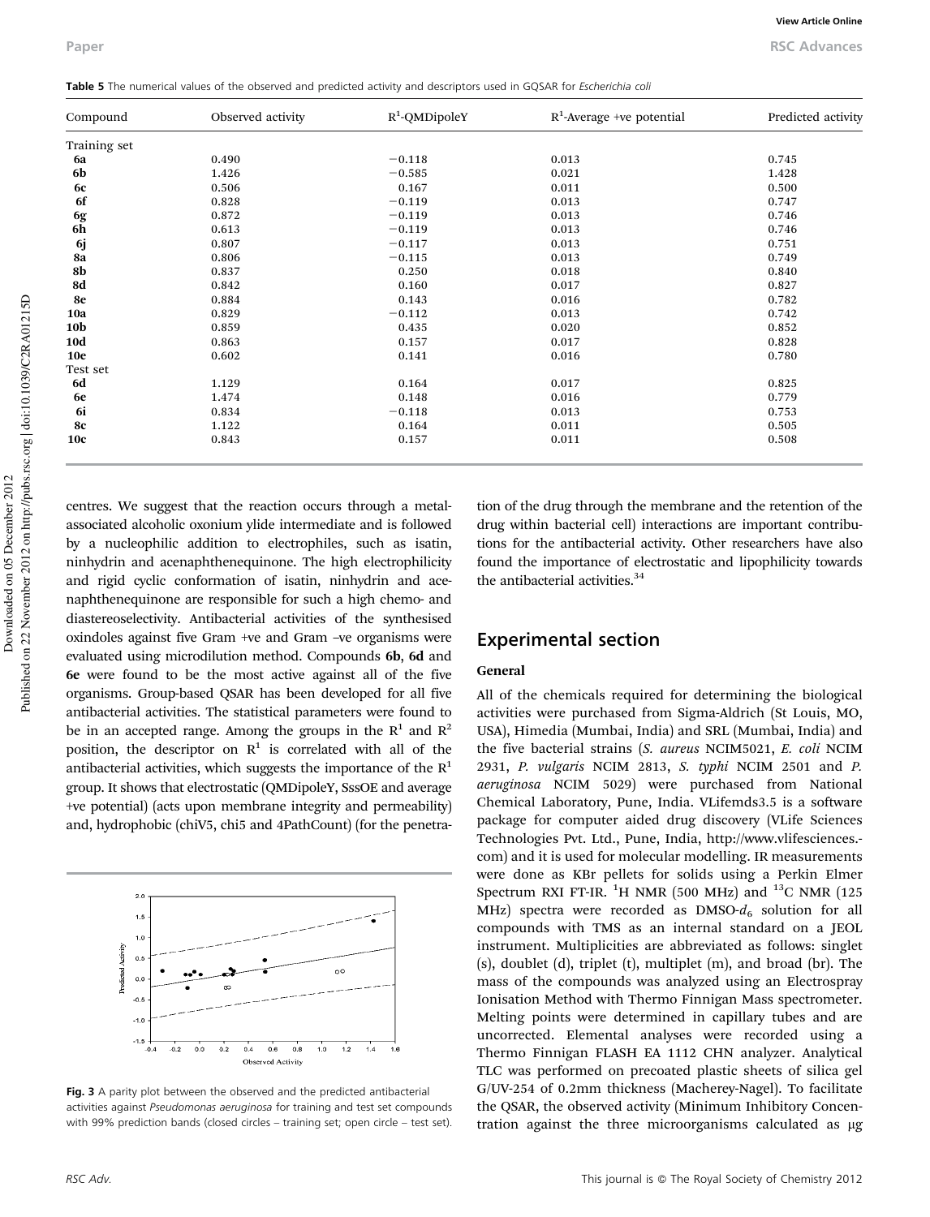**Table 5** The numerical values of the observed and predicted activity and descriptors used in GQSAR for *Escherichia coli*

| Compound | Observed activity | $R^1$-QMDipoleY | $R^1$-Average +ve potential | Predicted activity |
|---|---|---|---|---|
| Training set | | | | |
| **6a** | 0.490 | −0.118 | 0.013 | 0.745 |
| **6b** | 1.426 | −0.585 | 0.021 | 1.428 |
| **6c** | 0.506 | 0.167 | 0.011 | 0.500 |
| **6f** | 0.828 | −0.119 | 0.013 | 0.747 |
| **6g** | 0.872 | −0.119 | 0.013 | 0.746 |
| **6h** | 0.613 | −0.119 | 0.013 | 0.746 |
| **6j** | 0.807 | −0.117 | 0.013 | 0.751 |
| **8a** | 0.806 | −0.115 | 0.013 | 0.749 |
| **8b** | 0.837 | 0.250 | 0.018 | 0.840 |
| **8d** | 0.842 | 0.160 | 0.017 | 0.827 |
| **8e** | 0.884 | 0.143 | 0.016 | 0.782 |
| **10a** | 0.829 | −0.112 | 0.013 | 0.742 |
| **10b** | 0.859 | 0.435 | 0.020 | 0.852 |
| **10d** | 0.863 | 0.157 | 0.017 | 0.828 |
| **10e** | 0.602 | 0.141 | 0.016 | 0.780 |
| Test set | | | | |
| **6d** | 1.129 | 0.164 | 0.017 | 0.825 |
| **6e** | 1.474 | 0.148 | 0.016 | 0.779 |
| **6i** | 0.834 | −0.118 | 0.013 | 0.753 |
| **8c** | 1.122 | 0.164 | 0.011 | 0.505 |
| **10c** | 0.843 | 0.157 | 0.011 | 0.508 |

centres. We suggest that the reaction occurs through a metal-associated alcoholic oxonium ylide intermediate and is followed by a nucleophilic addition to electrophiles, such as isatin, ninhydrin and acenaphthenequinone. The high electrophilicity and rigid cyclic conformation of isatin, ninhydrin and acenaphthenequinone are responsible for such a high chemo- and diastereoselectivity. Antibacterial activities of the synthesised oxindoles against five Gram +ve and Gram −ve organisms were evaluated using microdilution method. Compounds **6b**, **6d** and **6e** were found to be the most active against all of the five organisms. Group-based QSAR has been developed for all five antibacterial activities. The statistical parameters were found to be in an accepted range. Among the groups in the $R^1$ and $R^2$ position, the descriptor on $R^1$ is correlated with all of the antibacterial activities, which suggests the importance of the $R^1$ group. It shows that electrostatic (QMDipoleY, SssOE and average +ve potential) (acts upon membrane integrity and permeability) and, hydrophobic (chiV5, chi5 and 4PathCount) (for the penetration of the drug through the membrane and the retention of the drug within bacterial cell) interactions are important contributions for the antibacterial activity. Other researchers have also found the importance of electrostatic and lipophilicity towards the antibacterial activities.[34]

**Fig. 3** A parity plot between the observed and the predicted antibacterial activities against *Pseudomonas aeruginosa* for training and test set compounds with 99% prediction bands (closed circles – training set; open circle – test set).

## Experimental section

### General

All of the chemicals required for determining the biological activities were purchased from Sigma-Aldrich (St Louis, MO, USA), Himedia (Mumbai, India) and SRL (Mumbai, India) and the five bacterial strains (*S. aureus* NCIM5021, *E. coli* NCIM 2931, *P. vulgaris* NCIM 2813, *S. typhi* NCIM 2501 and *P. aeruginosa* NCIM 5029) were purchased from National Chemical Laboratory, Pune, India. VLifemds3.5 is a software package for computer aided drug discovery (VLife Sciences Technologies Pvt. Ltd., Pune, India, http://www.vlifesciences.com) and it is used for molecular modelling. IR measurements were done as KBr pellets for solids using a Perkin Elmer Spectrum RXI FT-IR. $^1H$ NMR (500 MHz) and $^{13}C$ NMR (125 MHz) spectra were recorded as DMSO-$d_6$ solution for all compounds with TMS as an internal standard on a JEOL instrument. Multiplicities are abbreviated as follows: singlet (s), doublet (d), triplet (t), multiplet (m), and broad (br). The mass of the compounds was analyzed using an Electrospray Ionisation Method with Thermo Finnigan Mass spectrometer. Melting points were determined in capillary tubes and are uncorrected. Elemental analyses were recorded using a Thermo Finnigan FLASH EA 1112 CHN analyzer. Analytical TLC was performed on precoated plastic sheets of silica gel G/UV-254 of 0.2mm thickness (Macherey-Nagel). To facilitate the QSAR, the observed activity (Minimum Inhibitory Concentration against the three microorganisms calculated as µg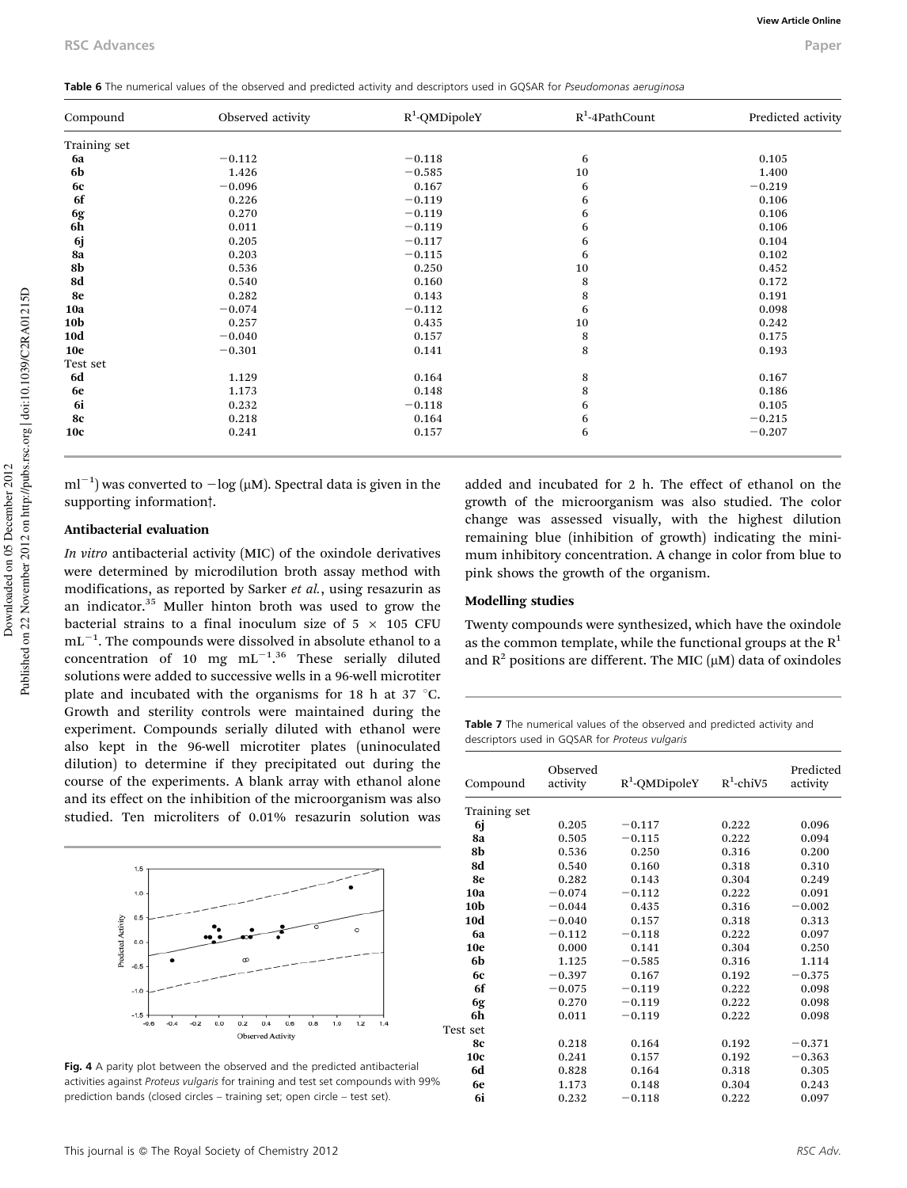**Table 6** The numerical values of the observed and predicted activity and descriptors used in GQSAR for *Pseudomonas aeruginosa*

| Compound | Observed activity | $R^1$-QMDipoleY | $R^1$-4PathCount | Predicted activity |
|---|---|---|---|---|
| Training set | | | | |
| **6a** | −0.112 | −0.118 | 6 | 0.105 |
| **6b** | 1.426 | −0.585 | 10 | 1.400 |
| **6c** | −0.096 | 0.167 | 6 | −0.219 |
| **6f** | 0.226 | −0.119 | 6 | 0.106 |
| **6g** | 0.270 | −0.119 | 6 | 0.106 |
| **6h** | 0.011 | −0.119 | 6 | 0.106 |
| **6j** | 0.205 | −0.117 | 6 | 0.104 |
| **8a** | 0.203 | −0.115 | 6 | 0.102 |
| **8b** | 0.536 | 0.250 | 10 | 0.452 |
| **8d** | 0.540 | 0.160 | 8 | 0.172 |
| **8e** | 0.282 | 0.143 | 8 | 0.191 |
| **10a** | −0.074 | −0.112 | 6 | 0.098 |
| **10b** | 0.257 | 0.435 | 10 | 0.242 |
| **10d** | −0.040 | 0.157 | 8 | 0.175 |
| **10e** | −0.301 | 0.141 | 8 | 0.193 |
| Test set | | | | |
| **6d** | 1.129 | 0.164 | 8 | 0.167 |
| **6e** | 1.173 | 0.148 | 8 | 0.186 |
| **6i** | 0.232 | −0.118 | 6 | 0.105 |
| **8c** | 0.218 | 0.164 | 6 | −0.215 |
| **10c** | 0.241 | 0.157 | 6 | −0.207 |

$ml^{-1}$) was converted to −log (μM). Spectral data is given in the supporting information†.

### Antibacterial evaluation

*In vitro* antibacterial activity (MIC) of the oxindole derivatives were determined by microdilution broth assay method with modifications, as reported by Sarker *et al.*, using resazurin as an indicator.[35] Muller hinton broth was used to grow the bacterial strains to a final inoculum size of 5 × 105 CFU $mL^{-1}$. The compounds were dissolved in absolute ethanol to a concentration of 10 mg $mL^{-1}$.[36] These serially diluted solutions were added to successive wells in a 96-well microtiter plate and incubated with the organisms for 18 h at 37 °C. Growth and sterility controls were maintained during the experiment. Compounds serially diluted with ethanol were also kept in the 96-well microtiter plates (uninoculated dilution) to determine if they precipitated out during the course of the experiments. A blank array with ethanol alone and its effect on the inhibition of the microorganism was also studied. Ten microliters of 0.01% resazurin solution was added and incubated for 2 h. The effect of ethanol on the growth of the microorganism was also studied. The color change was assessed visually, with the highest dilution remaining blue (inhibition of growth) indicating the minimum inhibitory concentration. A change in color from blue to pink shows the growth of the organism.

**Fig. 4** A parity plot between the observed and the predicted antibacterial activities against *Proteus vulgaris* for training and test set compounds with 99% prediction bands (closed circles – training set; open circle – test set).

### Modelling studies

Twenty compounds were synthesized, which have the oxindole as the common template, while the functional groups at the $R^1$ and $R^2$ positions are different. The MIC (μM) data of oxindoles

**Table 7** The numerical values of the observed and predicted activity and descriptors used in GQSAR for *Proteus vulgaris*

| Compound | Observed activity | $R^1$-QMDipoleY | $R^1$-chiV5 | Predicted activity |
|---|---|---|---|---|
| Training set | | | | |
| **6j** | 0.205 | −0.117 | 0.222 | 0.096 |
| **8a** | 0.505 | −0.115 | 0.222 | 0.094 |
| **8b** | 0.536 | 0.250 | 0.316 | 0.200 |
| **8d** | 0.540 | 0.160 | 0.318 | 0.310 |
| **8e** | 0.282 | 0.143 | 0.304 | 0.249 |
| **10a** | −0.074 | −0.112 | 0.222 | 0.091 |
| **10b** | −0.044 | 0.435 | 0.316 | −0.002 |
| **10d** | −0.040 | 0.157 | 0.318 | 0.313 |
| **6a** | −0.112 | −0.118 | 0.222 | 0.097 |
| **10e** | 0.000 | 0.141 | 0.304 | 0.250 |
| **6b** | 1.125 | −0.585 | 0.316 | 1.114 |
| **6c** | −0.397 | 0.167 | 0.192 | −0.375 |
| **6f** | −0.075 | −0.119 | 0.222 | 0.098 |
| **6g** | 0.270 | −0.119 | 0.222 | 0.098 |
| **6h** | 0.011 | −0.119 | 0.222 | 0.098 |
| Test set | | | | |
| **8c** | 0.218 | 0.164 | 0.192 | −0.371 |
| **10c** | 0.241 | 0.157 | 0.192 | −0.363 |
| **6d** | 0.828 | 0.164 | 0.318 | 0.305 |
| **6e** | 1.173 | 0.148 | 0.304 | 0.243 |
| **6i** | 0.232 | −0.118 | 0.222 | 0.097 |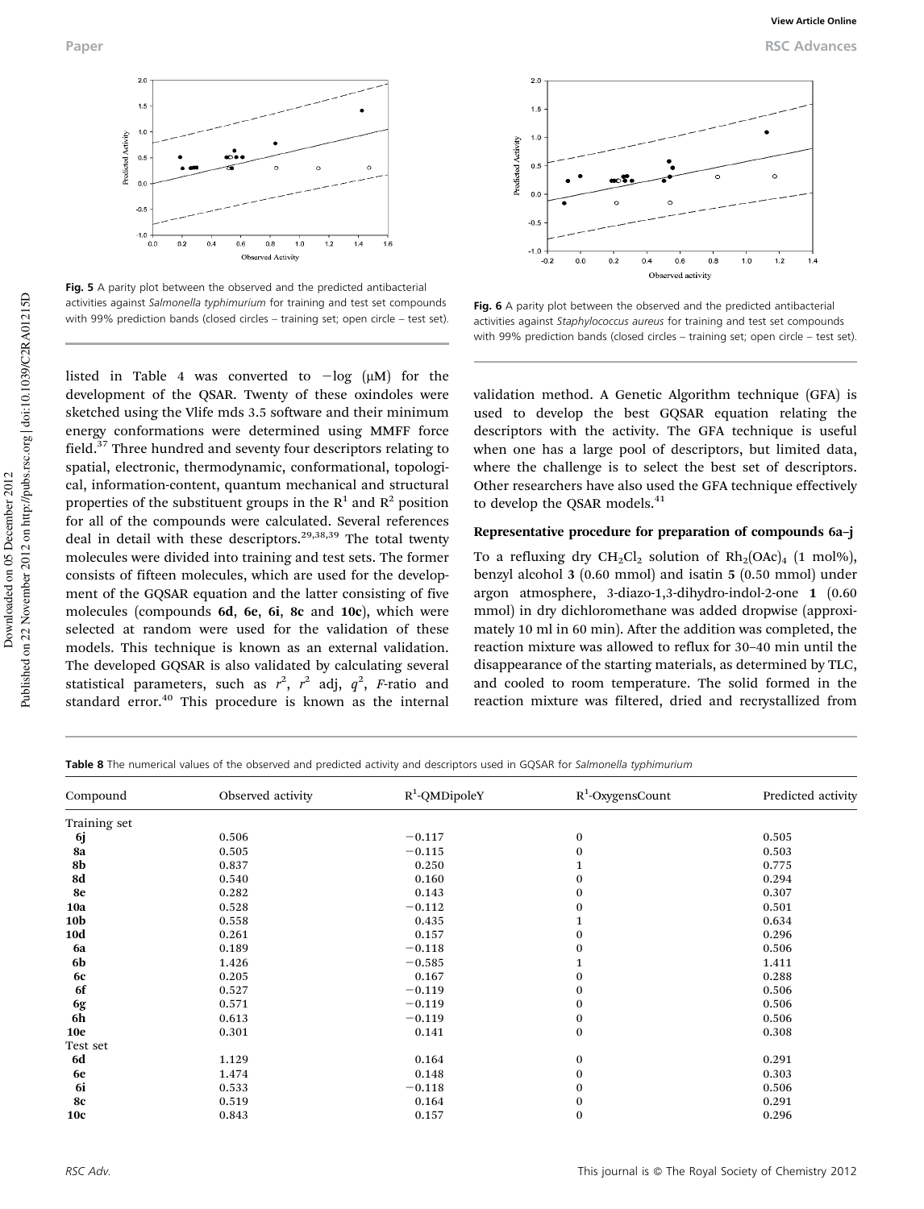Fig. 5 A parity plot between the observed and the predicted antibacterial activities against *Salmonella typhimurium* for training and test set compounds with 99% prediction bands (closed circles – training set; open circle – test set).

Fig. 6 A parity plot between the observed and the predicted antibacterial activities against *Staphylococcus aureus* for training and test set compounds with 99% prediction bands (closed circles – training set; open circle – test set).

listed in Table 4 was converted to −log (μM) for the development of the QSAR. Twenty of these oxindoles were sketched using the Vlife mds 3.5 software and their minimum energy conformations were determined using MMFF force field.[37] Three hundred and seventy four descriptors relating to spatial, electronic, thermodynamic, conformational, topological, information-content, quantum mechanical and structural properties of the substituent groups in the $R^1$ and $R^2$ position for all of the compounds were calculated. Several references deal in detail with these descriptors.[29,38,39] The total twenty molecules were divided into training and test sets. The former consists of fifteen molecules, which are used for the development of the GQSAR equation and the latter consisting of five molecules (compounds **6d**, **6e**, **6i**, **8c** and **10c**), which were selected at random were used for the validation of these models. This technique is known as an external validation. The developed GQSAR is also validated by calculating several statistical parameters, such as $r^2$, $r^2$ adj, $q^2$, $F$-ratio and standard error.[40] This procedure is known as the internal validation method. A Genetic Algorithm technique (GFA) is used to develop the best GQSAR equation relating the descriptors with the activity. The GFA technique is useful when one has a large pool of descriptors, but limited data, where the challenge is to select the best set of descriptors. Other researchers have also used the GFA technique effectively to develop the QSAR models.[41]

### Representative procedure for preparation of compounds 6a–j

To a refluxing dry $CH_2Cl_2$ solution of $Rh_2(OAc)_4$ (1 mol%), benzyl alcohol **3** (0.60 mmol) and isatin **5** (0.50 mmol) under argon atmosphere, 3-diazo-1,3-dihydro-indol-2-one **1** (0.60 mmol) in dry dichloromethane was added dropwise (approximately 10 ml in 60 min). After the addition was completed, the reaction mixture was allowed to reflux for 30–40 min until the disappearance of the starting materials, as determined by TLC, and cooled to room temperature. The solid formed in the reaction mixture was filtered, dried and recrystallized from

Table 8 The numerical values of the observed and predicted activity and descriptors used in GQSAR for *Salmonella typhimurium*

| Compound | Observed activity | $R^1$-QMDipoleY | $R^1$-OxygensCount | Predicted activity |
|---|---|---|---|---|
| Training set | | | | |
| **6j** | 0.506 | −0.117 | 0 | 0.505 |
| **8a** | 0.505 | −0.115 | 0 | 0.503 |
| **8b** | 0.837 | 0.250 | 1 | 0.775 |
| **8d** | 0.540 | 0.160 | 0 | 0.294 |
| **8e** | 0.282 | 0.143 | 0 | 0.307 |
| **10a** | 0.528 | −0.112 | 0 | 0.501 |
| **10b** | 0.558 | 0.435 | 1 | 0.634 |
| **10d** | 0.261 | 0.157 | 0 | 0.296 |
| **6a** | 0.189 | −0.118 | 0 | 0.506 |
| **6b** | 1.426 | −0.585 | 1 | 1.411 |
| **6c** | 0.205 | 0.167 | 0 | 0.288 |
| **6f** | 0.527 | −0.119 | 0 | 0.506 |
| **6g** | 0.571 | −0.119 | 0 | 0.506 |
| **6h** | 0.613 | −0.119 | 0 | 0.506 |
| **10e** | 0.301 | 0.141 | 0 | 0.308 |
| Test set | | | | |
| **6d** | 1.129 | 0.164 | 0 | 0.291 |
| **6e** | 1.474 | 0.148 | 0 | 0.303 |
| **6i** | 0.533 | −0.118 | 0 | 0.506 |
| **8c** | 0.519 | 0.164 | 0 | 0.291 |
| **10c** | 0.843 | 0.157 | 0 | 0.296 |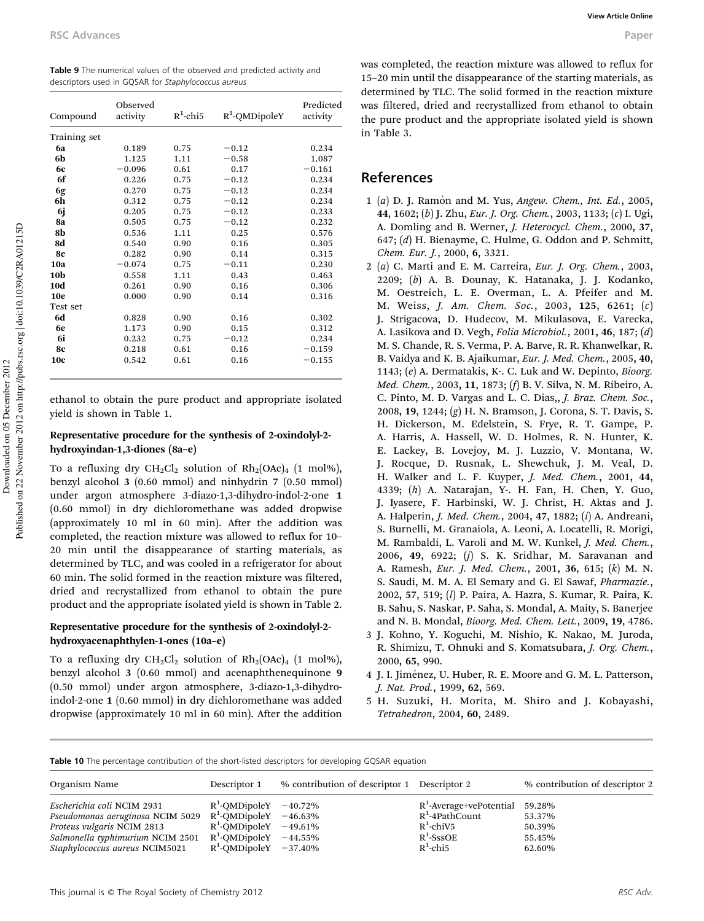**Table 9** The numerical values of the observed and predicted activity and descriptors used in GQSAR for *Staphylococcus aureus*

| Compound | Observed activity | $R^1$-chi5 | $R^1$-QMDipoleY | Predicted activity |
|---|---|---|---|---|
| Training set | | | | |
| **6a** | 0.189 | 0.75 | −0.12 | 0.234 |
| **6b** | 1.125 | 1.11 | −0.58 | 1.087 |
| **6c** | −0.096 | 0.61 | 0.17 | −0.161 |
| **6f** | 0.226 | 0.75 | −0.12 | 0.234 |
| **6g** | 0.270 | 0.75 | −0.12 | 0.234 |
| **6h** | 0.312 | 0.75 | −0.12 | 0.234 |
| **6j** | 0.205 | 0.75 | −0.12 | 0.233 |
| **8a** | 0.505 | 0.75 | −0.12 | 0.232 |
| **8b** | 0.536 | 1.11 | 0.25 | 0.576 |
| **8d** | 0.540 | 0.90 | 0.16 | 0.305 |
| **8e** | 0.282 | 0.90 | 0.14 | 0.315 |
| **10a** | −0.074 | 0.75 | −0.11 | 0.230 |
| **10b** | 0.558 | 1.11 | 0.43 | 0.463 |
| **10d** | 0.261 | 0.90 | 0.16 | 0.306 |
| **10e** | 0.000 | 0.90 | 0.14 | 0.316 |
| Test set | | | | |
| **6d** | 0.828 | 0.90 | 0.16 | 0.302 |
| **6e** | 1.173 | 0.90 | 0.15 | 0.312 |
| **6i** | 0.232 | 0.75 | −0.12 | 0.234 |
| **8c** | 0.218 | 0.61 | 0.16 | −0.159 |
| **10c** | 0.542 | 0.61 | 0.16 | −0.155 |

ethanol to obtain the pure product and appropriate isolated yield is shown in Table 1.

#### Representative procedure for the synthesis of 2-oxindolyl-2-hydroxyindan-1,3-diones (8a–e)

To a refluxing dry $CH_2Cl_2$ solution of $Rh_2(OAc)_4$ (1 mol%), benzyl alcohol **3** (0.60 mmol) and ninhydrin **7** (0.50 mmol) under argon atmosphere 3-diazo-1,3-dihydro-indol-2-one **1** (0.60 mmol) in dry dichloromethane was added dropwise (approximately 10 ml in 60 min). After the addition was completed, the reaction mixture was allowed to reflux for 10–20 min until the disappearance of starting materials, as determined by TLC, and was cooled in a refrigerator for about 60 min. The solid formed in the reaction mixture was filtered, dried and recrystallized from ethanol to obtain the pure product and the appropriate isolated yield is shown in Table 2.

#### Representative procedure for the synthesis of 2-oxindolyl-2-hydroxyacenaphthylen-1-ones (10a–e)

To a refluxing dry $CH_2Cl_2$ solution of $Rh_2(OAc)_4$ (1 mol%), benzyl alcohol **3** (0.60 mmol) and acenaphthenequinone **9** (0.50 mmol) under argon atmosphere, 3-diazo-1,3-dihydro-indol-2-one **1** (0.60 mmol) in dry dichloromethane was added dropwise (approximately 10 ml in 60 min). After the addition was completed, the reaction mixture was allowed to reflux for 15–20 min until the disappearance of the starting materials, as determined by TLC. The solid formed in the reaction mixture was filtered, dried and recrystallized from ethanol to obtain the pure product and the appropriate isolated yield is shown in Table 3.

## References

1 (*a*) D. J. Ramón and M. Yus, *Angew. Chem., Int. Ed.*, 2005, **44**, 1602; (*b*) J. Zhu, *Eur. J. Org. Chem.*, 2003, 1133; (*c*) I. Ugi, A. Domling and B. Werner, *J. Heterocycl. Chem.*, 2000, **37**, 647; (*d*) H. Bienayme, C. Hulme, G. Oddon and P. Schmitt, *Chem. Eur. J.*, 2000, **6**, 3321.

2 (*a*) C. Marti and E. M. Carreira, *Eur. J. Org. Chem.*, 2003, 2209; (*b*) A. B. Dounay, K. Hatanaka, J. J. Kodanko, M. Oestreich, L. E. Overman, L. A. Pfeifer and M. M. Weiss, *J. Am. Chem. Soc.*, 2003, **125**, 6261; (*c*) J. Strigacova, D. Hudecov, M. Mikulasova, E. Varecka, A. Lasikova and D. Vegh, *Folia Microbiol.*, 2001, **46**, 187; (*d*) M. S. Chande, R. S. Verma, P. A. Barve, R. R. Khanwelkar, R. B. Vaidya and K. B. Ajaikumar, *Eur. J. Med. Chem.*, 2005, **40**, 1143; (*e*) A. Dermatakis, K-. C. Luk and W. Depinto, *Bioorg. Med. Chem.*, 2003, **11**, 1873; (*f*) B. V. Silva, N. M. Ribeiro, A. C. Pinto, M. D. Vargas and L. C. Dias,, *J. Braz. Chem. Soc.*, 2008, **19**, 1244; (*g*) H. N. Bramson, J. Corona, S. T. Davis, S. H. Dickerson, M. Edelstein, S. Frye, R. T. Gampe, P. A. Harris, A. Hassell, W. D. Holmes, R. N. Hunter, K. E. Lackey, B. Lovejoy, M. J. Luzzio, V. Montana, W. J. Rocque, D. Rusnak, L. Shewchuk, J. M. Veal, D. H. Walker and L. F. Kuyper, *J. Med. Chem.*, 2001, **44**, 4339; (*h*) A. Natarajan, Y-. H. Fan, H. Chen, Y. Guo, J. Iyasere, F. Harbinski, W. J. Christ, H. Aktas and J. A. Halperin, *J. Med. Chem.*, 2004, **47**, 1882; (*i*) A. Andreani, S. Burnelli, M. Granaiola, A. Leoni, A. Locatelli, R. Morigi, M. Rambaldi, L. Varoli and M. W. Kunkel, *J. Med. Chem.*, 2006, **49**, 6922; (*j*) S. K. Sridhar, M. Saravanan and A. Ramesh, *Eur. J. Med. Chem.*, 2001, **36**, 615; (*k*) M. N. S. Saudi, M. M. A. El Semary and G. El Sawaf, *Pharmazie.*, 2002, **57**, 519; (*l*) P. Paira, A. Hazra, S. Kumar, R. Paira, K. B. Sahu, S. Naskar, P. Saha, S. Mondal, A. Maity, S. Banerjee and N. B. Mondal, *Bioorg. Med. Chem. Lett.*, 2009, **19**, 4786.

3 J. Kohno, Y. Koguchi, M. Nishio, K. Nakao, M. Juroda, R. Shimizu, T. Ohnuki and S. Komatsubara, *J. Org. Chem.*, 2000, **65**, 990.

4 J. I. Jiménez, U. Huber, R. E. Moore and G. M. L. Patterson, *J. Nat. Prod.*, 1999, **62**, 569.

5 H. Suzuki, H. Morita, M. Shiro and J. Kobayashi, *Tetrahedron*, 2004, **60**, 2489.

**Table 10** The percentage contribution of the short-listed descriptors for developing GQSAR equation

| Organism Name | Descriptor 1 | % contribution of descriptor 1 | Descriptor 2 | % contribution of descriptor 2 |
|---|---|---|---|---|
| *Escherichia coli* NCIM 2931 | $R^1$-QMDipoleY | −40.72% | $R^1$-Average+vePotential | 59.28% |
| *Pseudomonas aeruginosa* NCIM 5029 | $R^1$-QMDipoleY | −46.63% | $R^1$-4PathCount | 53.37% |
| *Proteus vulgaris* NCIM 2813 | $R^1$-QMDipoleY | −49.61% | $R^1$-chiV5 | 50.39% |
| *Salmonella typhimurium* NCIM 2501 | $R^1$-QMDipoleY | −44.55% | $R^1$-SssOE | 55.45% |
| *Staphylococcus aureus* NCIM5021 | $R^1$-QMDipoleY | −37.40% | $R^1$-chi5 | 62.60% |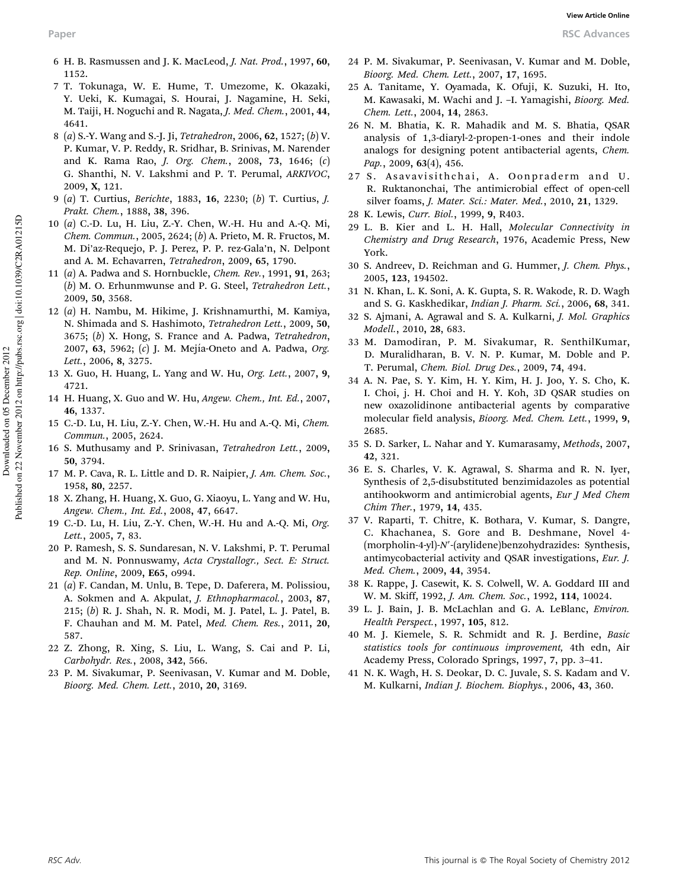6 H. B. Rasmussen and J. K. MacLeod, *J. Nat. Prod.*, 1997, **60**, 1152.

7 T. Tokunaga, W. E. Hume, T. Umezome, K. Okazaki, Y. Ueki, K. Kumagai, S. Hourai, J. Nagamine, H. Seki, M. Taiji, H. Noguchi and R. Nagata, *J. Med. Chem.*, 2001, **44**, 4641.

8 (*a*) S.-Y. Wang and S.-J. Ji, *Tetrahedron*, 2006, **62**, 1527; (*b*) V. P. Kumar, V. P. Reddy, R. Sridhar, B. Srinivas, M. Narender and K. Rama Rao, *J. Org. Chem.*, 2008, **73**, 1646; (*c*) G. Shanthi, N. V. Lakshmi and P. T. Perumal, *ARKIVOC*, 2009, **X**, 121.

9 (*a*) T. Curtius, *Berichte*, 1883, **16**, 2230; (*b*) T. Curtius, *J. Prakt. Chem.*, 1888, **38**, 396.

10 (*a*) C.-D. Lu, H. Liu, Z.-Y. Chen, W.-H. Hu and A.-Q. Mi, *Chem. Commun.*, 2005, 2624; (*b*) A. Prieto, M. R. Fructos, M. M. Di'az-Requejo, P. J. Perez, P. P. rez-Gala'n, N. Delpont and A. M. Echavarren, *Tetrahedron*, 2009, **65**, 1790.

11 (*a*) A. Padwa and S. Hornbuckle, *Chem. Rev.*, 1991, **91**, 263; (*b*) M. O. Erhunmwunse and P. G. Steel, *Tetrahedron Lett.*, 2009, **50**, 3568.

12 (*a*) H. Nambu, M. Hikime, J. Krishnamurthi, M. Kamiya, N. Shimada and S. Hashimoto, *Tetrahedron Lett.*, 2009, **50**, 3675; (*b*) X. Hong, S. France and A. Padwa, *Tetrahedron*, 2007, **63**, 5962; (*c*) J. M. Mejía-Oneto and A. Padwa, *Org. Lett.*, 2006, **8**, 3275.

13 X. Guo, H. Huang, L. Yang and W. Hu, *Org. Lett.*, 2007, **9**, 4721.

14 H. Huang, X. Guo and W. Hu, *Angew. Chem., Int. Ed.*, 2007, **46**, 1337.

15 C.-D. Lu, H. Liu, Z.-Y. Chen, W.-H. Hu and A.-Q. Mi, *Chem. Commun.*, 2005, 2624.

16 S. Muthusamy and P. Srinivasan, *Tetrahedron Lett.*, 2009, **50**, 3794.

17 M. P. Cava, R. L. Little and D. R. Naipier, *J. Am. Chem. Soc.*, 1958, **80**, 2257.

18 X. Zhang, H. Huang, X. Guo, G. Xiaoyu, L. Yang and W. Hu, *Angew. Chem., Int. Ed.*, 2008, **47**, 6647.

19 C.-D. Lu, H. Liu, Z.-Y. Chen, W.-H. Hu and A.-Q. Mi, *Org. Lett.*, 2005, **7**, 83.

20 P. Ramesh, S. S. Sundaresan, N. V. Lakshmi, P. T. Perumal and M. N. Ponnuswamy, *Acta Crystallogr., Sect. E: Struct. Rep. Online*, 2009, **E65**, o994.

21 (*a*) F. Candan, M. Unlu, B. Tepe, D. Daferera, M. Polissiou, A. Sokmen and A. Akpulat, *J. Ethnopharmacol.*, 2003, **87**, 215; (*b*) R. J. Shah, N. R. Modi, M. J. Patel, L. J. Patel, B. F. Chauhan and M. M. Patel, *Med. Chem. Res.*, 2011, **20**, 587.

22 Z. Zhong, R. Xing, S. Liu, L. Wang, S. Cai and P. Li, *Carbohydr. Res.*, 2008, **342**, 566.

23 P. M. Sivakumar, P. Seenivasan, V. Kumar and M. Doble, *Bioorg. Med. Chem. Lett.*, 2010, **20**, 3169.

24 P. M. Sivakumar, P. Seenivasan, V. Kumar and M. Doble, *Bioorg. Med. Chem. Lett.*, 2007, **17**, 1695.

25 A. Tanitame, Y. Oyamada, K. Ofuji, K. Suzuki, H. Ito, M. Kawasaki, M. Wachi and J. –I. Yamagishi, *Bioorg. Med. Chem. Lett.*, 2004, **14**, 2863.

26 N. M. Bhatia, K. R. Mahadik and M. S. Bhatia, QSAR analysis of 1,3-diaryl-2-propen-1-ones and their indole analogs for designing potent antibacterial agents, *Chem. Pap.*, 2009, **63**(4), 456.

27 S. Asavavisithchai, A. Oonpraderm and U. R. Ruktanonchai, The antimicrobial effect of open-cell silver foams, *J. Mater. Sci.: Mater. Med.*, 2010, **21**, 1329.

28 K. Lewis, *Curr. Biol.*, 1999, **9**, R403.

29 L. B. Kier and L. H. Hall, *Molecular Connectivity in Chemistry and Drug Research*, 1976, Academic Press, New York.

30 S. Andreev, D. Reichman and G. Hummer, *J. Chem. Phys.*, 2005, **123**, 194502.

31 N. Khan, L. K. Soni, A. K. Gupta, S. R. Wakode, R. D. Wagh and S. G. Kaskhedikar, *Indian J. Pharm. Sci.*, 2006, **68**, 341.

32 S. Ajmani, A. Agrawal and S. A. Kulkarni, *J. Mol. Graphics Modell.*, 2010, **28**, 683.

33 M. Damodiran, P. M. Sivakumar, R. SenthilKumar, D. Muralidharan, B. V. N. P. Kumar, M. Doble and P. T. Perumal, *Chem. Biol. Drug Des.*, 2009, **74**, 494.

34 A. N. Pae, S. Y. Kim, H. Y. Kim, H. J. Joo, Y. S. Cho, K. I. Choi, j. H. Choi and H. Y. Koh, 3D QSAR studies on new oxazolidinone antibacterial agents by comparative molecular field analysis, *Bioorg. Med. Chem. Lett.*, 1999, **9**, 2685.

35 S. D. Sarker, L. Nahar and Y. Kumarasamy, *Methods*, 2007, **42**, 321.

36 E. S. Charles, V. K. Agrawal, S. Sharma and R. N. Iyer, Synthesis of 2,5-disubstituted benzimidazoles as potential antihookworm and antimicrobial agents, *Eur J Med Chem Chim Ther.*, 1979, **14**, 435.

37 V. Raparti, T. Chitre, K. Bothara, V. Kumar, S. Dangre, C. Khachanea, S. Gore and B. Deshmane, Novel 4-(morpholin-4-yl)-*N*′-(arylidene)benzohydrazides: Synthesis, antimycobacterial activity and QSAR investigations, *Eur. J. Med. Chem.*, 2009, **44**, 3954.

38 K. Rappe, J. Casewit, K. S. Colwell, W. A. Goddard III and W. M. Skiff, 1992, *J. Am. Chem. Soc.*, 1992, **114**, 10024.

39 L. J. Bain, J. B. McLachlan and G. A. LeBlanc, *Environ. Health Perspect.*, 1997, **105**, 812.

40 M. J. Kiemele, S. R. Schmidt and R. J. Berdine, *Basic statistics tools for continuous improvement,* 4th edn, Air Academy Press, Colorado Springs, 1997, **7**, pp. 3–41.

41 N. K. Wagh, H. S. Deokar, D. C. Juvale, S. S. Kadam and V. M. Kulkarni, *Indian J. Biochem. Biophys.*, 2006, **43**, 360.